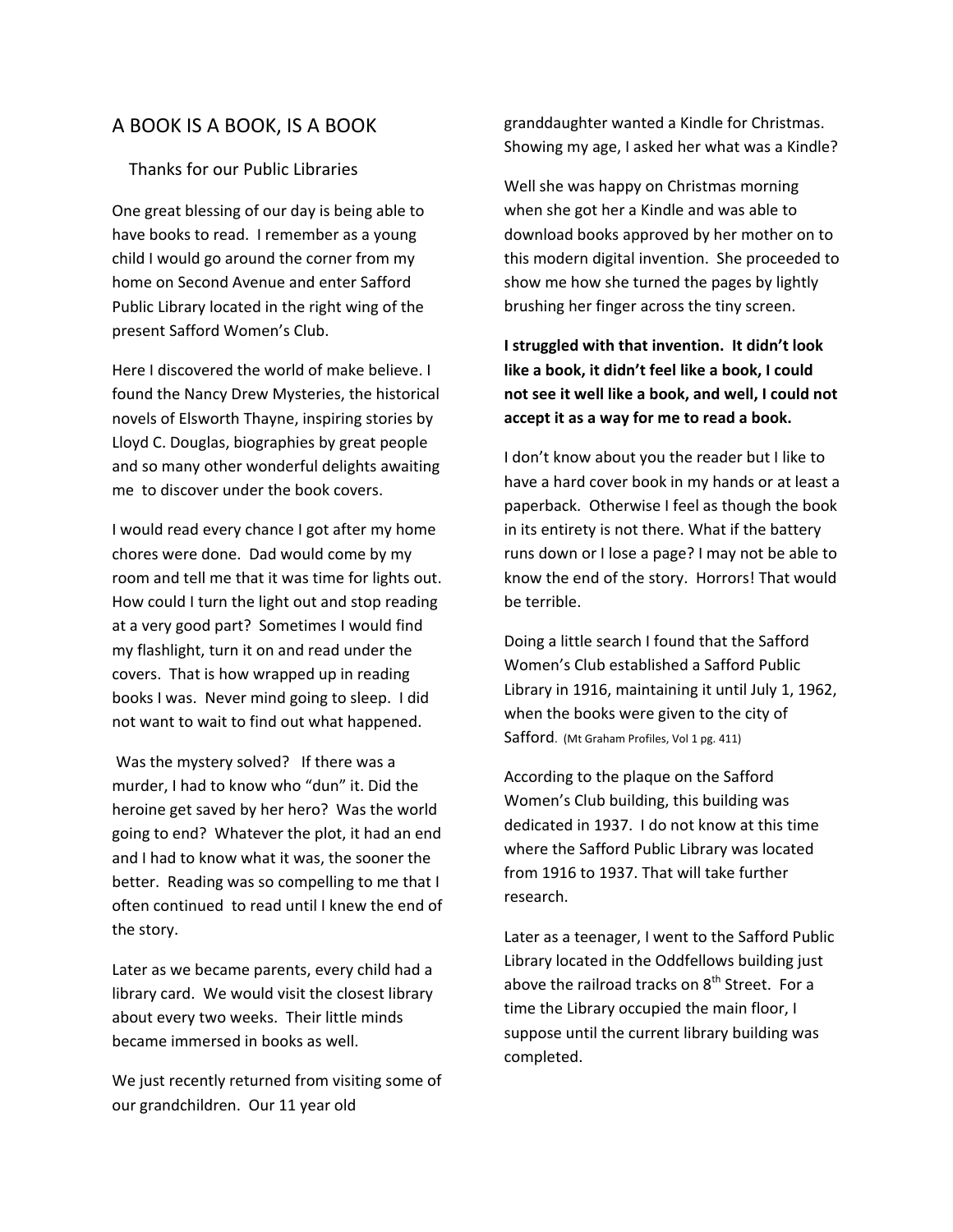# A BOOK IS A BOOK, IS A BOOK

## Thanks for our Public Libraries

One great blessing of our day is being able to have books to read. I remember as a young child I would go around the corner from my home on Second Avenue and enter Safford Public Library located in the right wing of the present Safford Women's Club.

Here I discovered the world of make believe. I found the Nancy Drew Mysteries, the historical novels of Elsworth Thayne, inspiring stories by Lloyd C. Douglas, biographies by great people and so many other wonderful delights awaiting me to discover under the book covers.

I would read every chance I got after my home chores were done. Dad would come by my room and tell me that it was time for lights out. How could I turn the light out and stop reading at a very good part? Sometimes I would find my flashlight, turn it on and read under the covers. That is how wrapped up in reading books I was. Never mind going to sleep. I did not want to wait to find out what happened.

Was the mystery solved? If there was a murder, I had to know who "dun" it. Did the heroine get saved by her hero? Was the world going to end? Whatever the plot, it had an end and I had to know what it was, the sooner the better. Reading was so compelling to me that I often continued to read until I knew the end of the story.

Later as we became parents, every child had a library card. We would visit the closest library about every two weeks. Their little minds became immersed in books as well.

We just recently returned from visiting some of our grandchildren. Our 11 year old granddaughter wanted a Kindle for Christmas. Showing my age, I asked her what was a Kindle?

Well she was happy on Christmas morning when she got her a Kindle and was able to download books approved by her mother on to this modern digital invention. She proceeded to show me how she turned the pages by lightly brushing her finger across the tiny screen.

**I struggled with that invention. It didn't look like a book, it didn't feel like a book, I could not see it well like a book, and well, I could not accept it as a way for me to read a book.**

I don't know about you the reader but I like to have a hard cover book in my hands or at least a paperback. Otherwise I feel as though the book in its entirety is not there. What if the battery runs down or I lose a page? I may not be able to know the end of the story. Horrors! That would be terrible.

Doing a little search I found that the Safford Women's Club established a Safford Public Library in 1916, maintaining it until July 1, 1962, when the books were given to the city of Safford. (Mt Graham Profiles, Vol 1 pg. 411)

According to the plaque on the Safford Women's Club building, this building was dedicated in 1937. I do not know at this time where the Safford Public Library was located from 1916 to 1937. That will take further research.

Later as a teenager, I went to the Safford Public Library located in the Oddfellows building just above the railroad tracks on 8th Street. For a time the Library occupied the main floor, I suppose until the current library building was completed.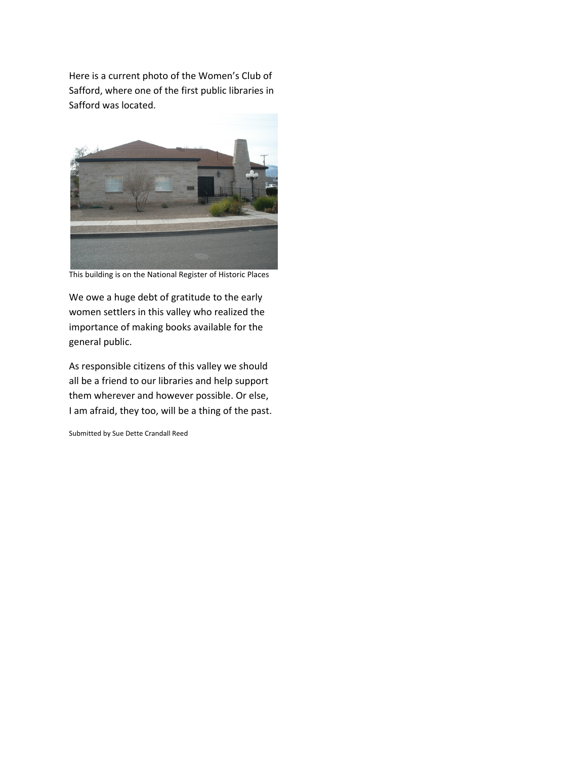Here is a current photo of the Women's Club of Safford, where one of the first public libraries in Safford was located.

This building is on the National Register of Historic Places

We owe a huge debt of gratitude to the early women settlers in this valley who realized the importance of making books available for the general public.

As responsible citizens of this valley we should all be a friend to our libraries and help support them wherever and however possible. Or else, I am afraid, they too, will be a thing of the past.

Submitted by Sue Dette Crandall Reed